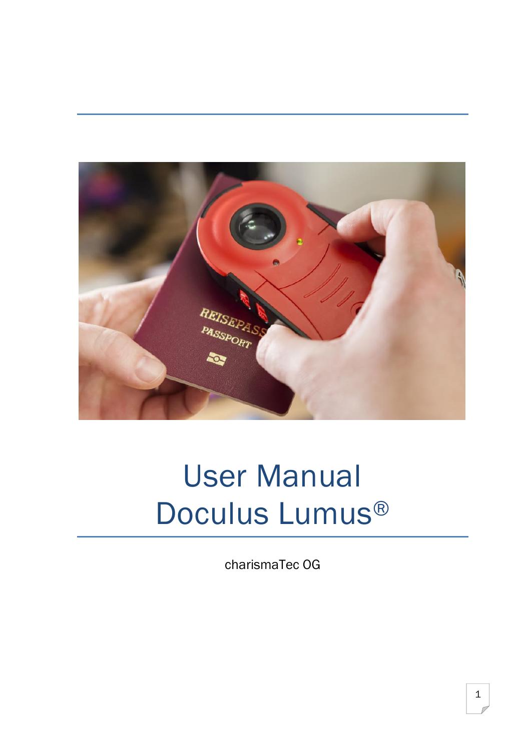# User Manual Doculus Lumus®

charismaTec OG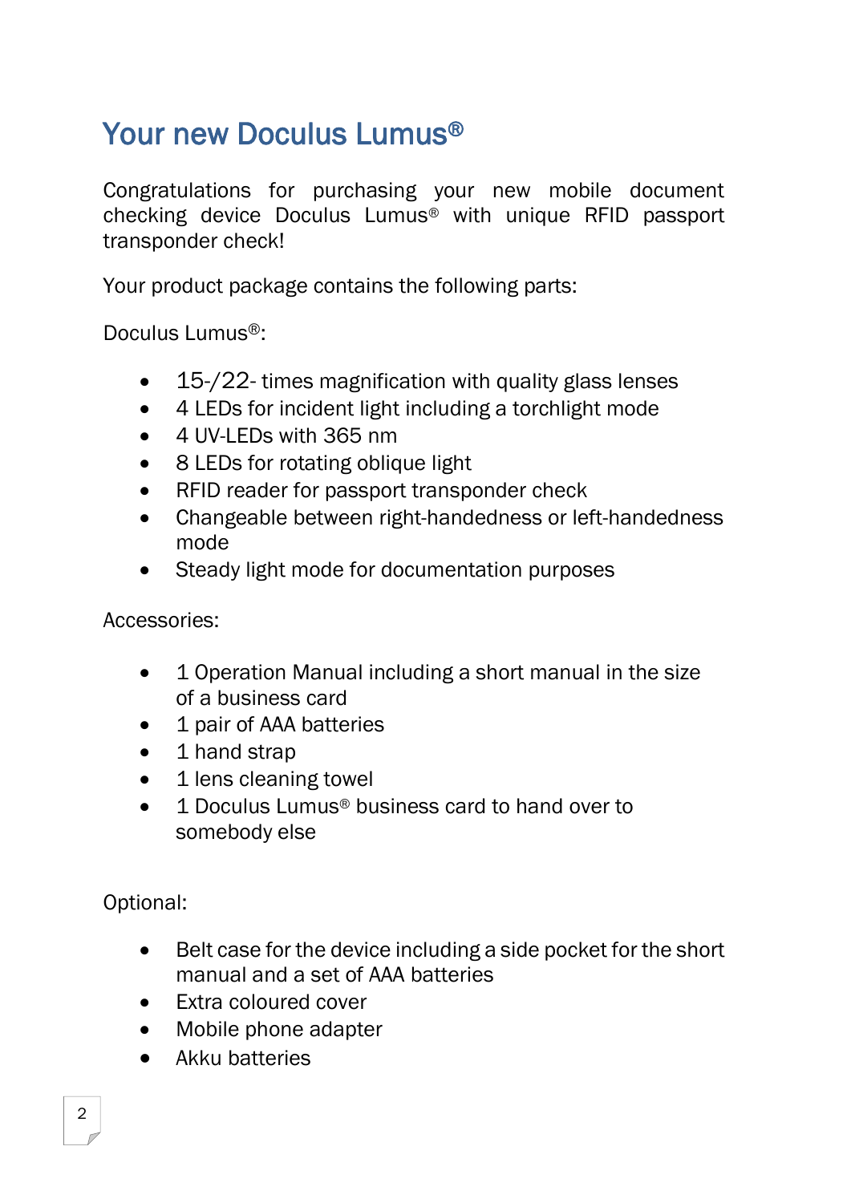# Your new Doculus Lumus®

Congratulations for purchasing your new mobile document checking device Doculus Lumus® with unique RFID passport transponder check!

Your product package contains the following parts:

Doculus Lumus®:

- 15-/22- times magnification with quality glass lenses
- 4 LEDs for incident light including a torchlight mode
- 4 UV-LEDs with 365 nm
- 8 LEDs for rotating oblique light
- RFID reader for passport transponder check
- Changeable between right-handedness or left-handedness mode
- Steady light mode for documentation purposes

Accessories:

- 1 Operation Manual including a short manual in the size of a business card
- 1 pair of AAA batteries
- 1 hand strap
- 1 lens cleaning towel
- 1 Doculus Lumus® business card to hand over to somebody else

Optional:

- Belt case for the device including a side pocket for the short manual and a set of AAA batteries
- Extra coloured cover
- Mobile phone adapter
- Akku batteries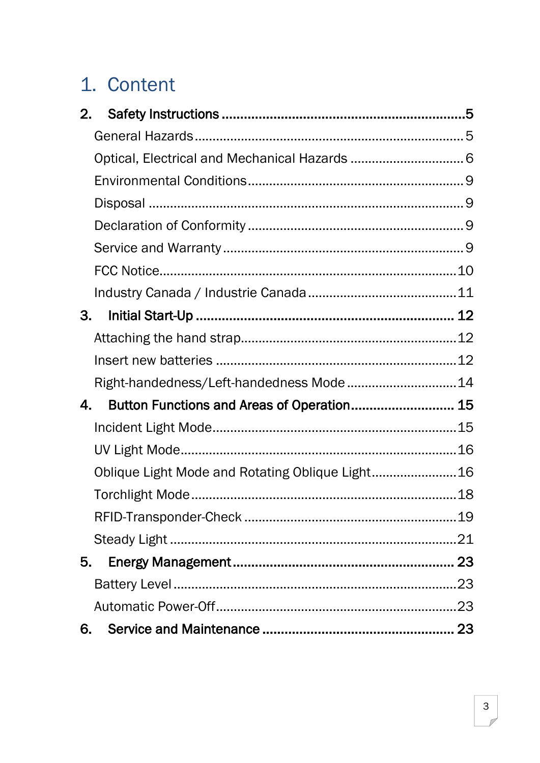# 1. Content

**2. Safety Instructions ..... 5**

General Hazards ..... 5

Optical, Electrical and Mechanical Hazards ..... 6

Environmental Conditions ..... 9

Disposal ..... 9

Declaration of Conformity ..... 9

Service and Warranty ..... 9

FCC Notice ..... 10

Industry Canada / Industrie Canada ..... 11

**3. Initial Start-Up ..... 12**

Attaching the hand strap ..... 12

Insert new batteries ..... 12

Right-handedness/Left-handedness Mode ..... 14

**4. Button Functions and Areas of Operation ..... 15**

Incident Light Mode ..... 15

UV Light Mode ..... 16

Oblique Light Mode and Rotating Oblique Light ..... 16

Torchlight Mode ..... 18

RFID-Transponder-Check ..... 19

Steady Light ..... 21

**5. Energy Management ..... 23**

Battery Level ..... 23

Automatic Power-Off ..... 23

**6. Service and Maintenance ..... 23**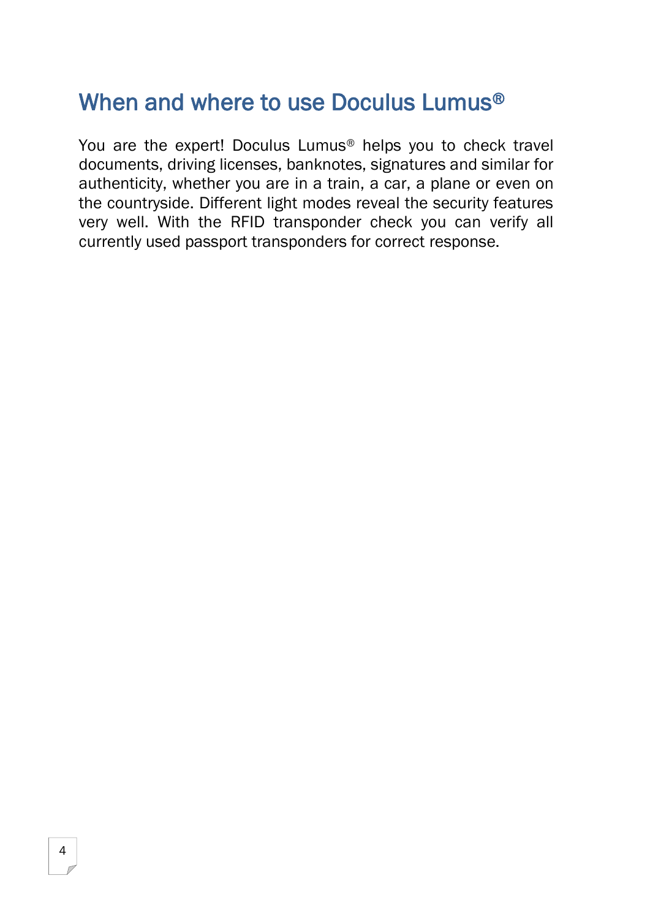# When and where to use Doculus Lumus®

You are the expert! Doculus Lumus® helps you to check travel documents, driving licenses, banknotes, signatures and similar for authenticity, whether you are in a train, a car, a plane or even on the countryside. Different light modes reveal the security features very well. With the RFID transponder check you can verify all currently used passport transponders for correct response.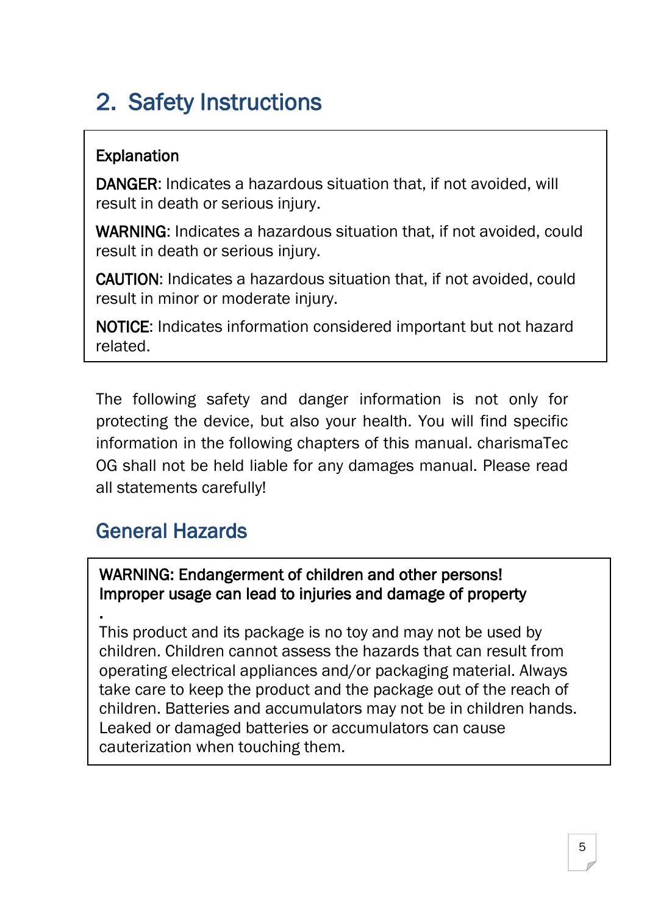# 2. Safety Instructions

**Explanation**

**DANGER**: Indicates a hazardous situation that, if not avoided, will result in death or serious injury.

**WARNING**: Indicates a hazardous situation that, if not avoided, could result in death or serious injury.

**CAUTION**: Indicates a hazardous situation that, if not avoided, could result in minor or moderate injury.

**NOTICE**: Indicates information considered important but not hazard related.

The following safety and danger information is not only for protecting the device, but also your health. You will find specific information in the following chapters of this manual. charismaTec OG shall not be held liable for any damages manual. Please read all statements carefully!

## General Hazards

**WARNING: Endangerment of children and other persons! Improper usage can lead to injuries and damage of property**

.

This product and its package is no toy and may not be used by children. Children cannot assess the hazards that can result from operating electrical appliances and/or packaging material. Always take care to keep the product and the package out of the reach of children. Batteries and accumulators may not be in children hands. Leaked or damaged batteries or accumulators can cause cauterization when touching them.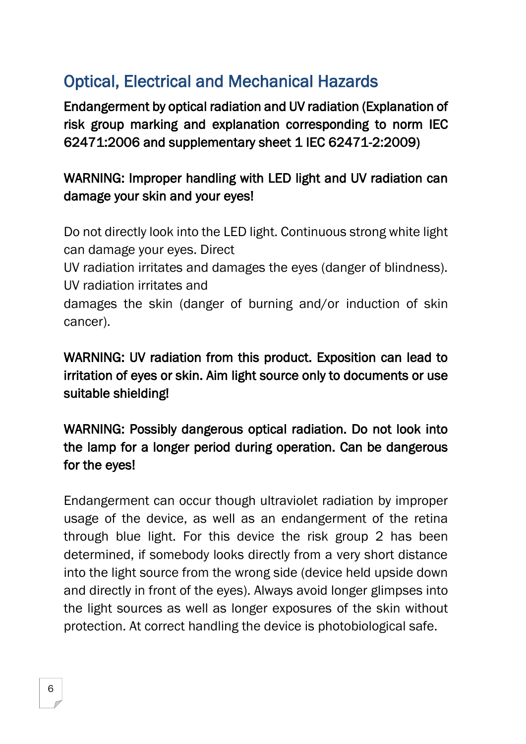## Optical, Electrical and Mechanical Hazards

**Endangerment by optical radiation and UV radiation (Explanation of risk group marking and explanation corresponding to norm IEC 62471:2006 and supplementary sheet 1 IEC 62471-2:2009)**

**WARNING: Improper handling with LED light and UV radiation can damage your skin and your eyes!**

Do not directly look into the LED light. Continuous strong white light can damage your eyes. Direct
UV radiation irritates and damages the eyes (danger of blindness). UV radiation irritates and
damages the skin (danger of burning and/or induction of skin cancer).

**WARNING: UV radiation from this product. Exposition can lead to irritation of eyes or skin. Aim light source only to documents or use suitable shielding!**

**WARNING: Possibly dangerous optical radiation. Do not look into the lamp for a longer period during operation. Can be dangerous for the eyes!**

Endangerment can occur though ultraviolet radiation by improper usage of the device, as well as an endangerment of the retina through blue light. For this device the risk group 2 has been determined, if somebody looks directly from a very short distance into the light source from the wrong side (device held upside down and directly in front of the eyes). Always avoid longer glimpses into the light sources as well as longer exposures of the skin without protection. At correct handling the device is photobiological safe.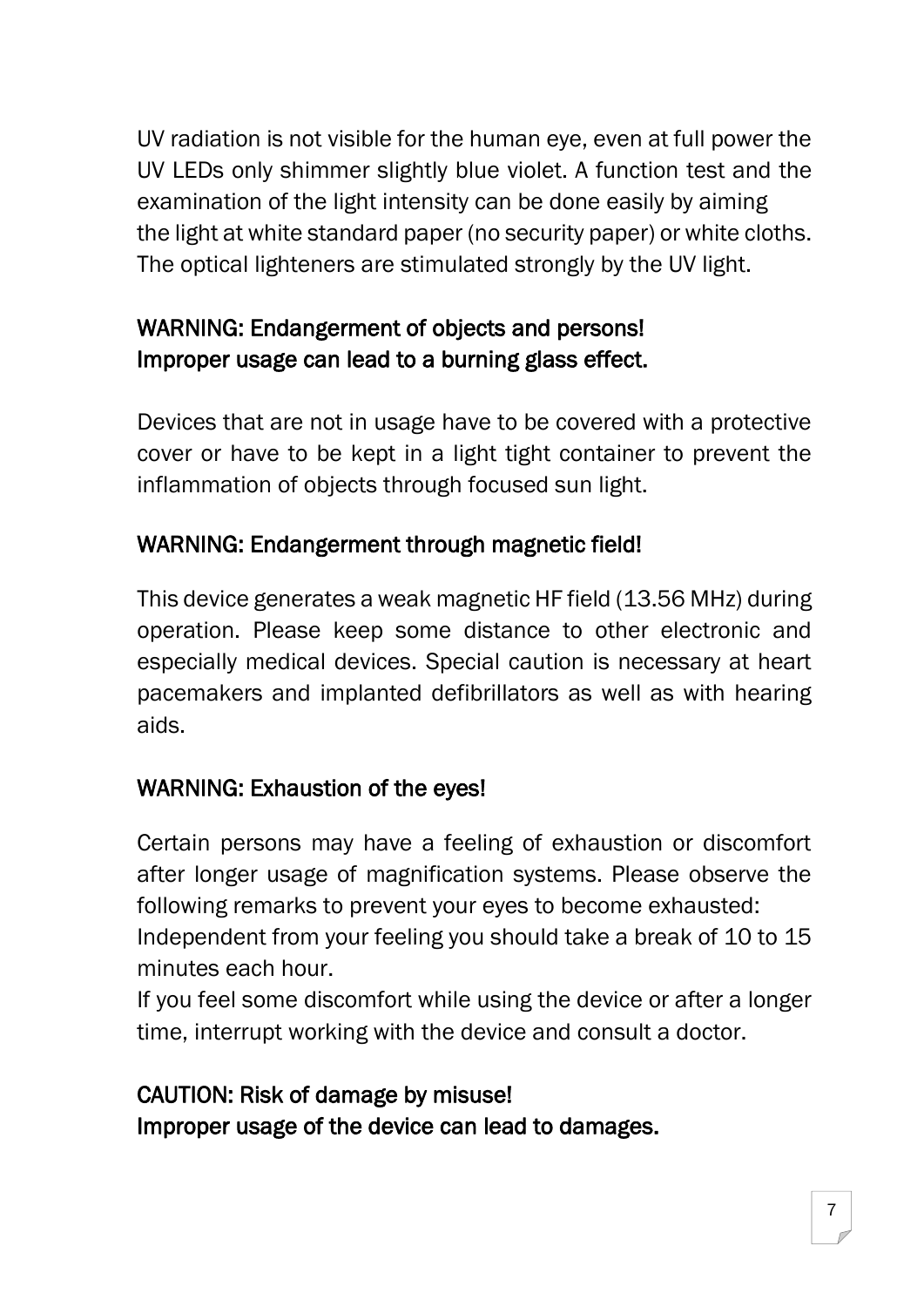UV radiation is not visible for the human eye, even at full power the UV LEDs only shimmer slightly blue violet. A function test and the examination of the light intensity can be done easily by aiming the light at white standard paper (no security paper) or white cloths. The optical lighteners are stimulated strongly by the UV light.

**WARNING: Endangerment of objects and persons!**
**Improper usage can lead to a burning glass effect.**

Devices that are not in usage have to be covered with a protective cover or have to be kept in a light tight container to prevent the inflammation of objects through focused sun light.

**WARNING: Endangerment through magnetic field!**

This device generates a weak magnetic HF field (13.56 MHz) during operation. Please keep some distance to other electronic and especially medical devices. Special caution is necessary at heart pacemakers and implanted defibrillators as well as with hearing aids.

**WARNING: Exhaustion of the eyes!**

Certain persons may have a feeling of exhaustion or discomfort after longer usage of magnification systems. Please observe the following remarks to prevent your eyes to become exhausted:
Independent from your feeling you should take a break of 10 to 15 minutes each hour.
If you feel some discomfort while using the device or after a longer time, interrupt working with the device and consult a doctor.

**CAUTION: Risk of damage by misuse!**
**Improper usage of the device can lead to damages.**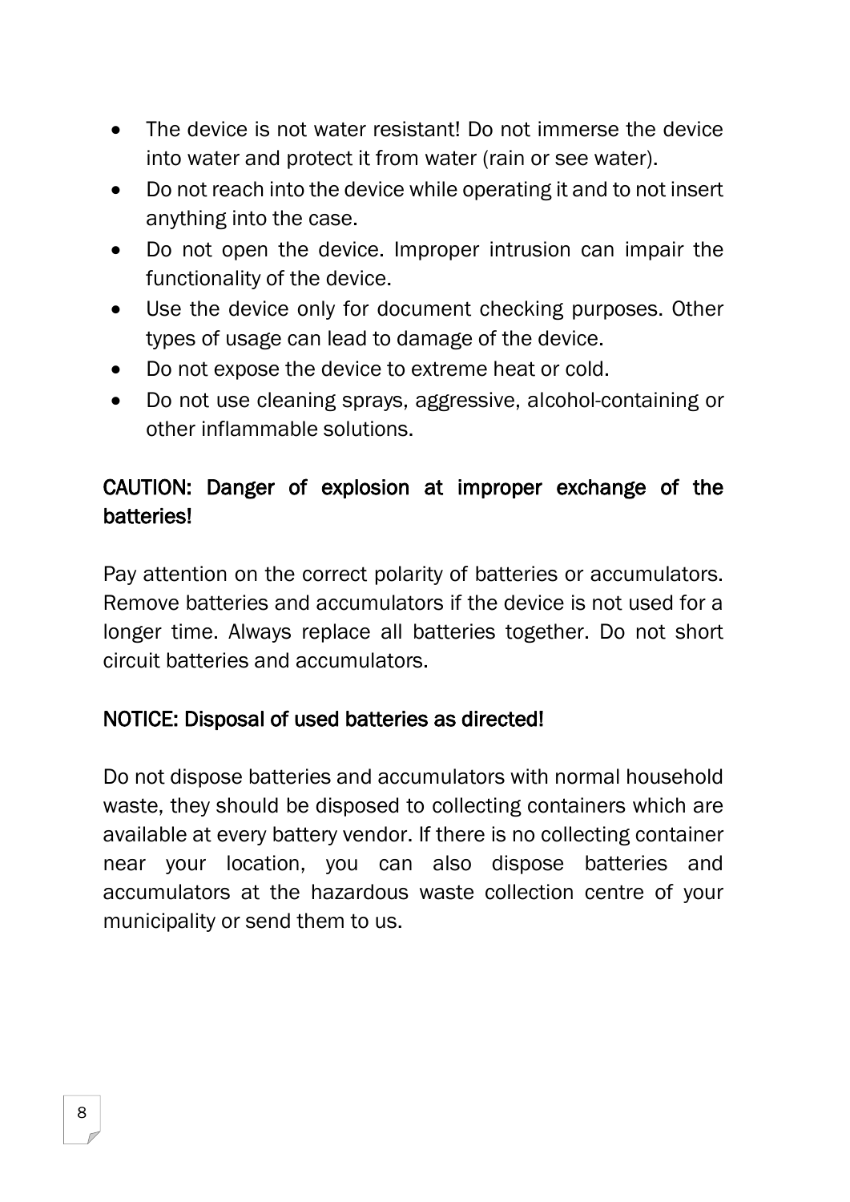- The device is not water resistant! Do not immerse the device into water and protect it from water (rain or see water).
- Do not reach into the device while operating it and to not insert anything into the case.
- Do not open the device. Improper intrusion can impair the functionality of the device.
- Use the device only for document checking purposes. Other types of usage can lead to damage of the device.
- Do not expose the device to extreme heat or cold.
- Do not use cleaning sprays, aggressive, alcohol-containing or other inflammable solutions.

CAUTION: Danger of explosion at improper exchange of the batteries!

Pay attention on the correct polarity of batteries or accumulators. Remove batteries and accumulators if the device is not used for a longer time. Always replace all batteries together. Do not short circuit batteries and accumulators.

NOTICE: Disposal of used batteries as directed!

Do not dispose batteries and accumulators with normal household waste, they should be disposed to collecting containers which are available at every battery vendor. If there is no collecting container near your location, you can also dispose batteries and accumulators at the hazardous waste collection centre of your municipality or send them to us.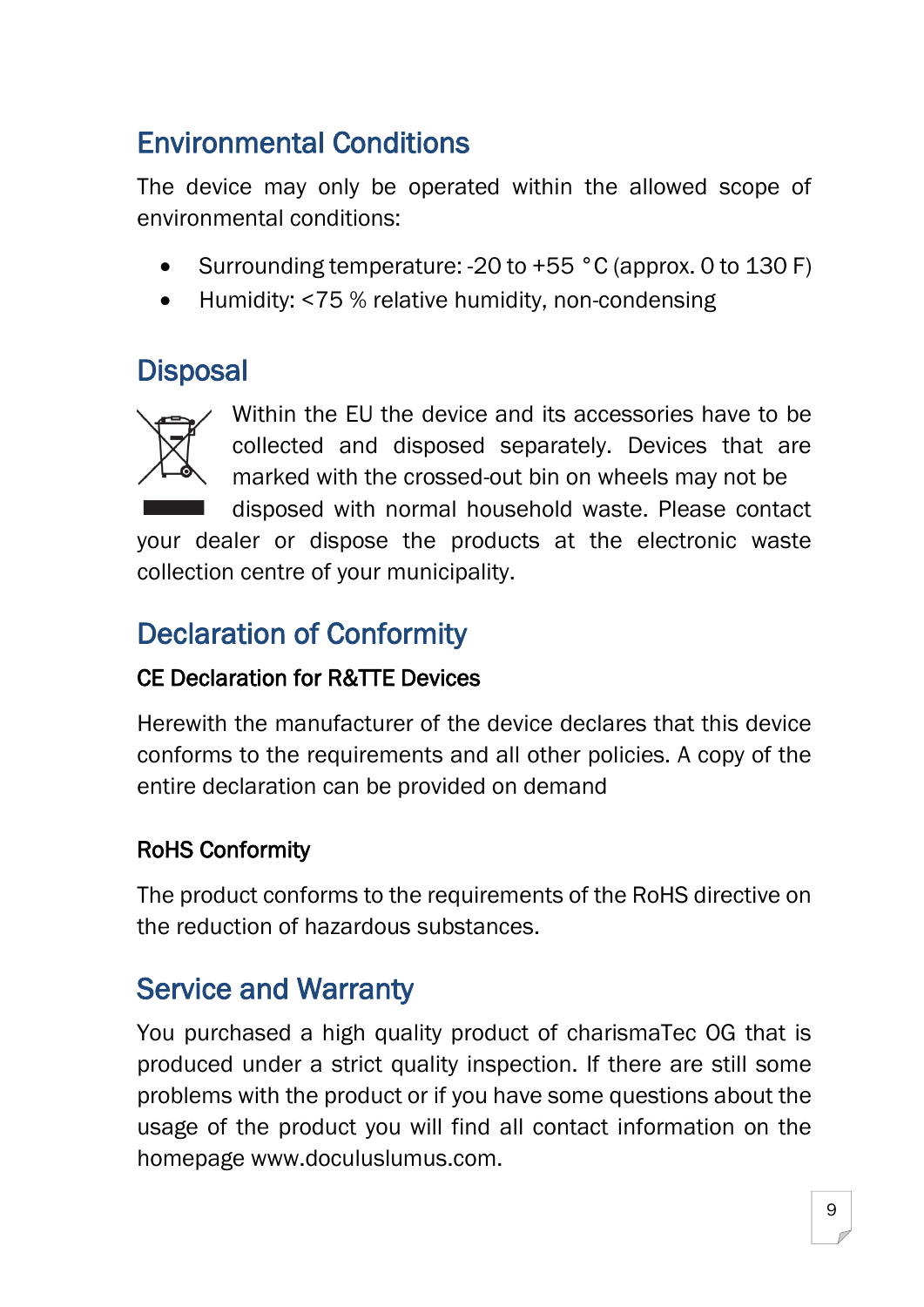## Environmental Conditions

The device may only be operated within the allowed scope of environmental conditions:

- Surrounding temperature: -20 to +55 °C (approx. 0 to 130 F)
- Humidity: <75 % relative humidity, non-condensing

## Disposal

Within the EU the device and its accessories have to be collected and disposed separately. Devices that are marked with the crossed-out bin on wheels may not be disposed with normal household waste. Please contact your dealer or dispose the products at the electronic waste collection centre of your municipality.

## Declaration of Conformity

### CE Declaration for R&TTE Devices

Herewith the manufacturer of the device declares that this device conforms to the requirements and all other policies. A copy of the entire declaration can be provided on demand

### RoHS Conformity

The product conforms to the requirements of the RoHS directive on the reduction of hazardous substances.

## Service and Warranty

You purchased a high quality product of charismaTec OG that is produced under a strict quality inspection. If there are still some problems with the product or if you have some questions about the usage of the product you will find all contact information on the homepage www.doculuslumus.com.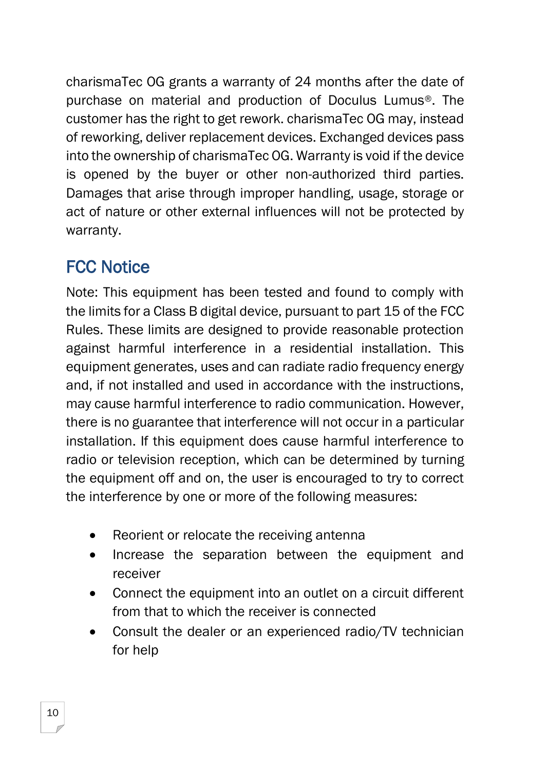charismaTec OG grants a warranty of 24 months after the date of purchase on material and production of Doculus Lumus®. The customer has the right to get rework. charismaTec OG may, instead of reworking, deliver replacement devices. Exchanged devices pass into the ownership of charismaTec OG. Warranty is void if the device is opened by the buyer or other non-authorized third parties. Damages that arise through improper handling, usage, storage or act of nature or other external influences will not be protected by warranty.

## FCC Notice

Note: This equipment has been tested and found to comply with the limits for a Class B digital device, pursuant to part 15 of the FCC Rules. These limits are designed to provide reasonable protection against harmful interference in a residential installation. This equipment generates, uses and can radiate radio frequency energy and, if not installed and used in accordance with the instructions, may cause harmful interference to radio communication. However, there is no guarantee that interference will not occur in a particular installation. If this equipment does cause harmful interference to radio or television reception, which can be determined by turning the equipment off and on, the user is encouraged to try to correct the interference by one or more of the following measures:

- Reorient or relocate the receiving antenna
- Increase the separation between the equipment and receiver
- Connect the equipment into an outlet on a circuit different from that to which the receiver is connected
- Consult the dealer or an experienced radio/TV technician for help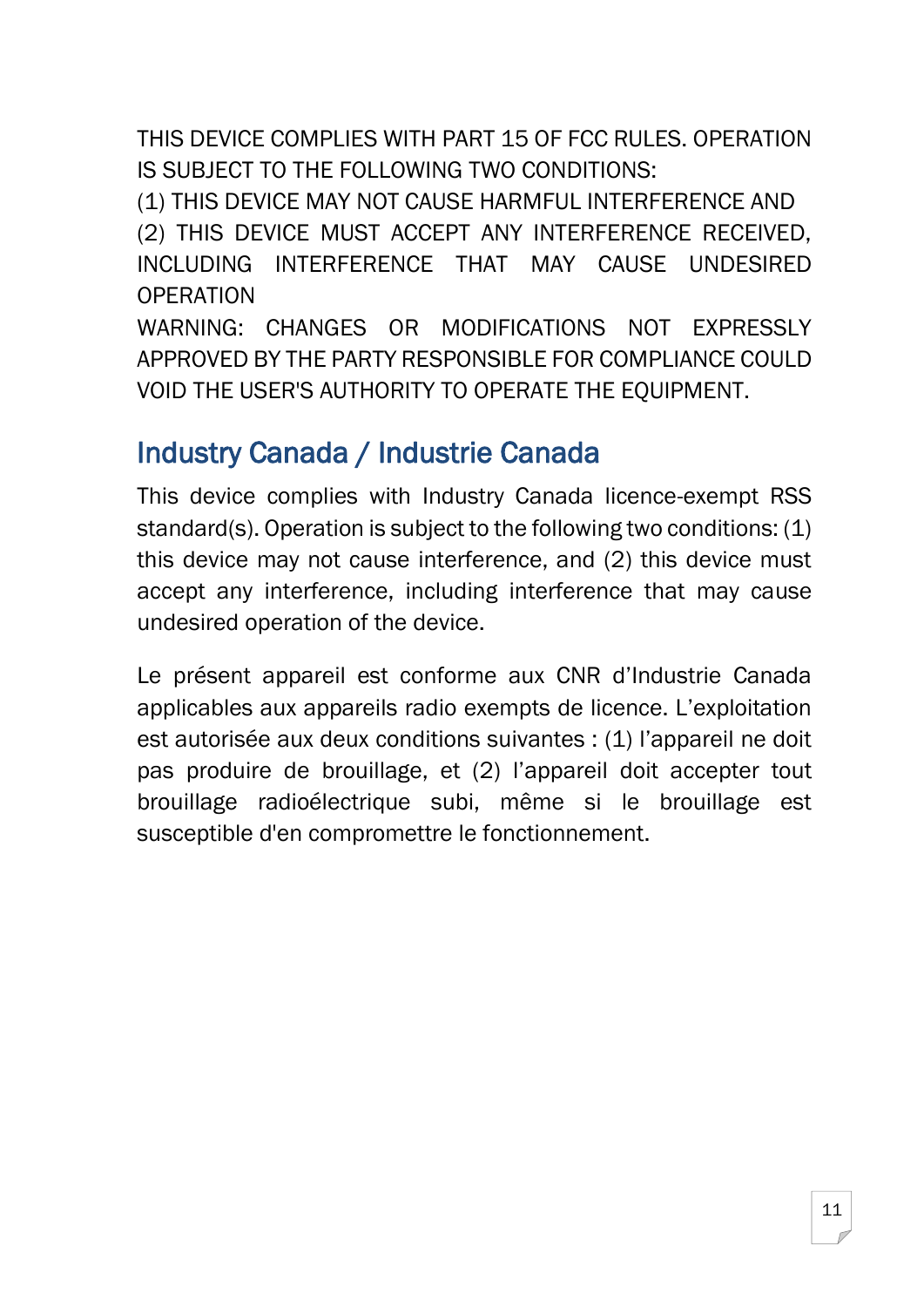THIS DEVICE COMPLIES WITH PART 15 OF FCC RULES. OPERATION IS SUBJECT TO THE FOLLOWING TWO CONDITIONS:

(1) THIS DEVICE MAY NOT CAUSE HARMFUL INTERFERENCE AND

(2) THIS DEVICE MUST ACCEPT ANY INTERFERENCE RECEIVED, INCLUDING INTERFERENCE THAT MAY CAUSE UNDESIRED OPERATION

WARNING: CHANGES OR MODIFICATIONS NOT EXPRESSLY APPROVED BY THE PARTY RESPONSIBLE FOR COMPLIANCE COULD VOID THE USER'S AUTHORITY TO OPERATE THE EQUIPMENT.

## Industry Canada / Industrie Canada

This device complies with Industry Canada licence-exempt RSS standard(s). Operation is subject to the following two conditions: (1) this device may not cause interference, and (2) this device must accept any interference, including interference that may cause undesired operation of the device.

Le présent appareil est conforme aux CNR d'Industrie Canada applicables aux appareils radio exempts de licence. L'exploitation est autorisée aux deux conditions suivantes : (1) l'appareil ne doit pas produire de brouillage, et (2) l'appareil doit accepter tout brouillage radioélectrique subi, même si le brouillage est susceptible d'en compromettre le fonctionnement.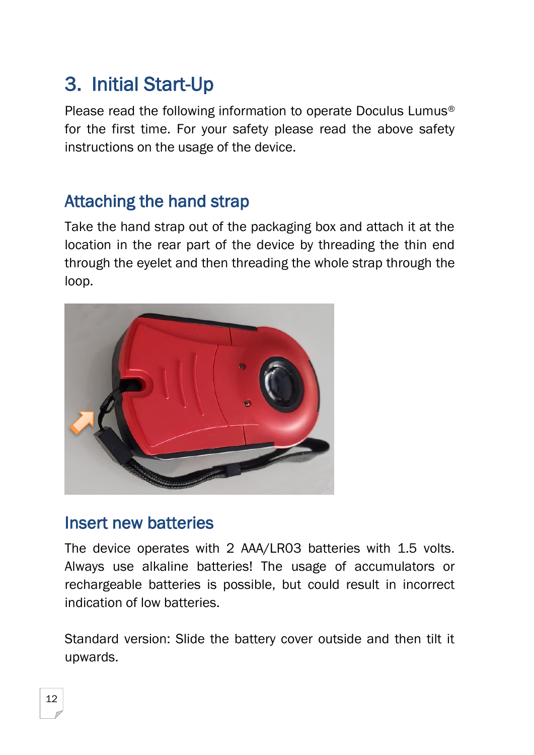# 3. Initial Start-Up

Please read the following information to operate Doculus Lumus® for the first time. For your safety please read the above safety instructions on the usage of the device.

## Attaching the hand strap

Take the hand strap out of the packaging box and attach it at the location in the rear part of the device by threading the thin end through the eyelet and then threading the whole strap through the loop.

## Insert new batteries

The device operates with 2 AAA/LR03 batteries with 1.5 volts. Always use alkaline batteries! The usage of accumulators or rechargeable batteries is possible, but could result in incorrect indication of low batteries.

Standard version: Slide the battery cover outside and then tilt it upwards.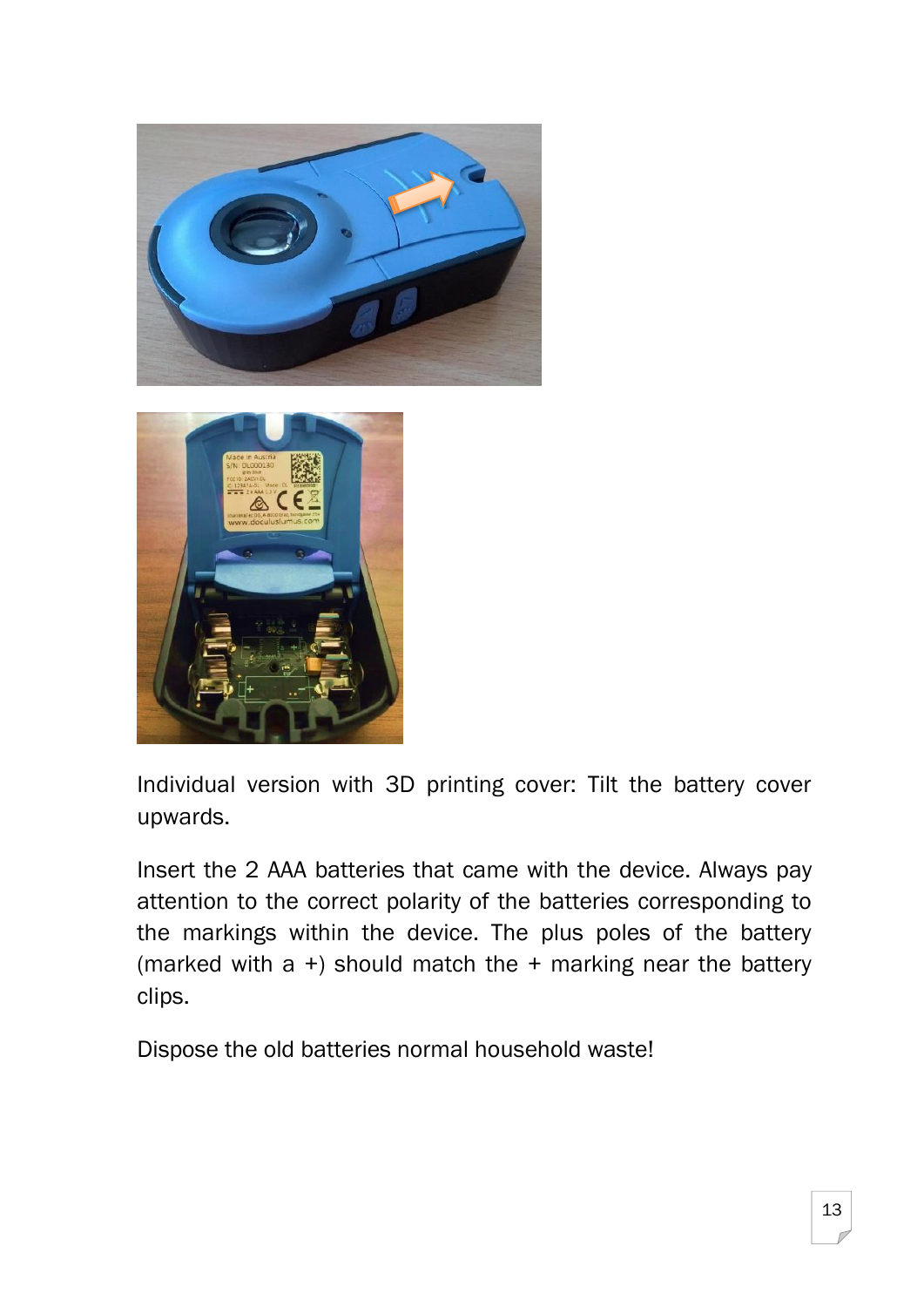Individual version with 3D printing cover: Tilt the battery cover upwards.

Insert the 2 AAA batteries that came with the device. Always pay attention to the correct polarity of the batteries corresponding to the markings within the device. The plus poles of the battery (marked with a +) should match the + marking near the battery clips.

Dispose the old batteries normal household waste!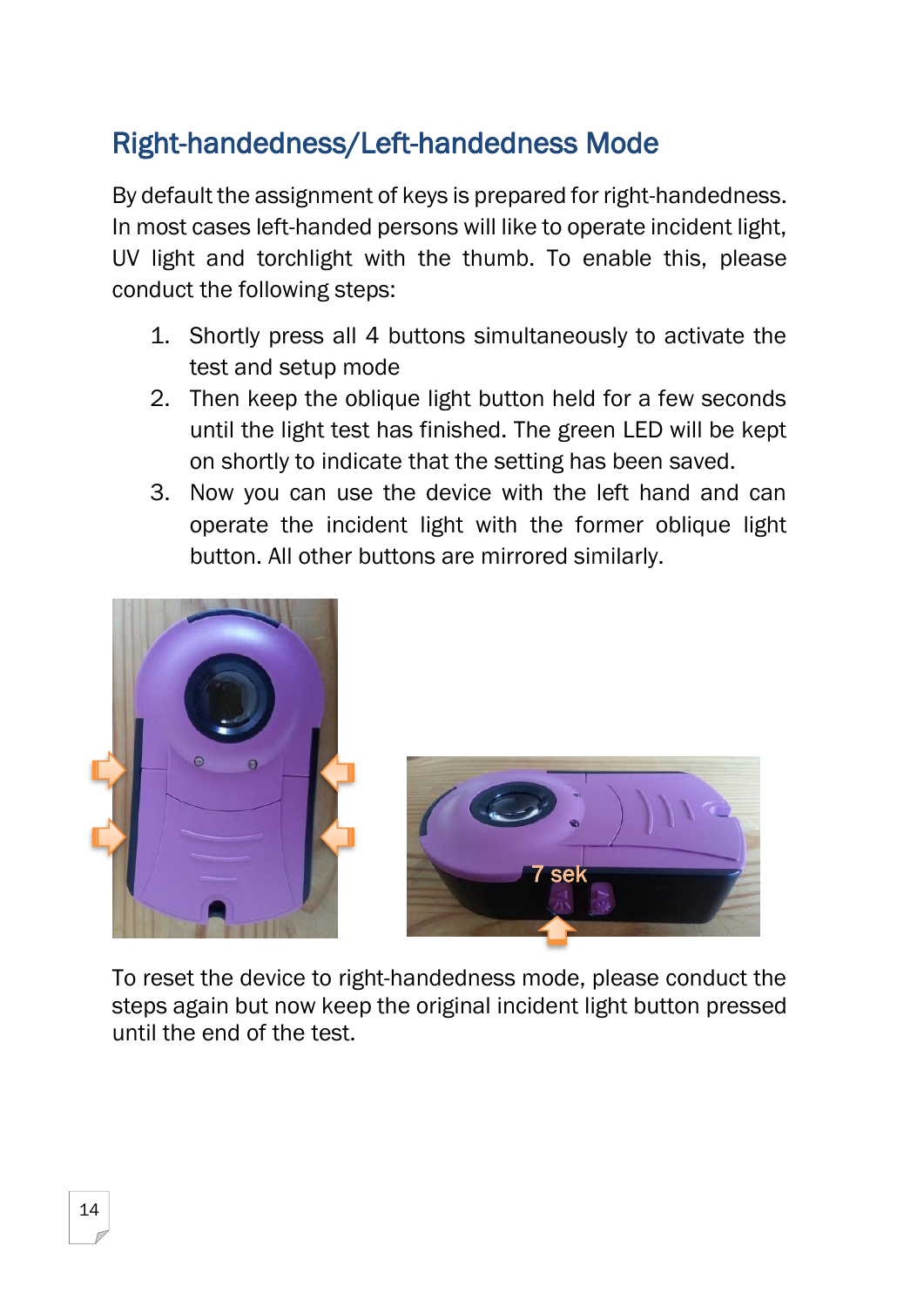## Right-handedness/Left-handedness Mode

By default the assignment of keys is prepared for right-handedness. In most cases left-handed persons will like to operate incident light, UV light and torchlight with the thumb. To enable this, please conduct the following steps:

1. Shortly press all 4 buttons simultaneously to activate the test and setup mode
2. Then keep the oblique light button held for a few seconds until the light test has finished. The green LED will be kept on shortly to indicate that the setting has been saved.
3. Now you can use the device with the left hand and can operate the incident light with the former oblique light button. All other buttons are mirrored similarly.

To reset the device to right-handedness mode, please conduct the steps again but now keep the original incident light button pressed until the end of the test.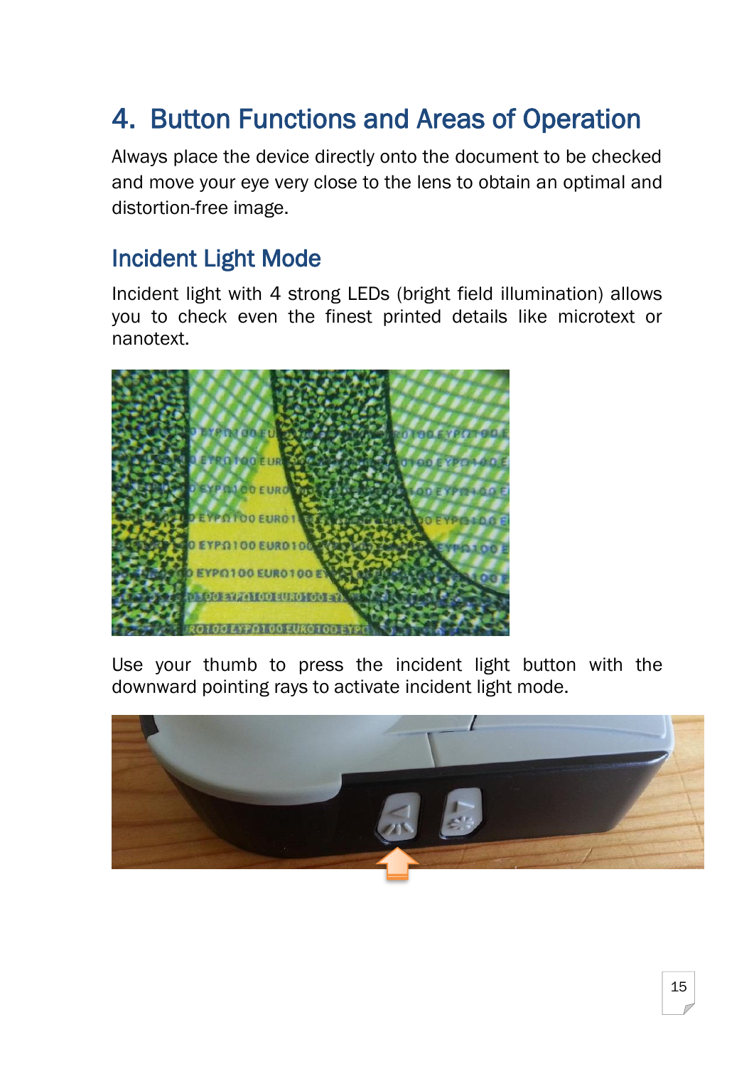# 4. Button Functions and Areas of Operation

Always place the device directly onto the document to be checked and move your eye very close to the lens to obtain an optimal and distortion-free image.

## Incident Light Mode

Incident light with 4 strong LEDs (bright field illumination) allows you to check even the finest printed details like microtext or nanotext.

Use your thumb to press the incident light button with the downward pointing rays to activate incident light mode.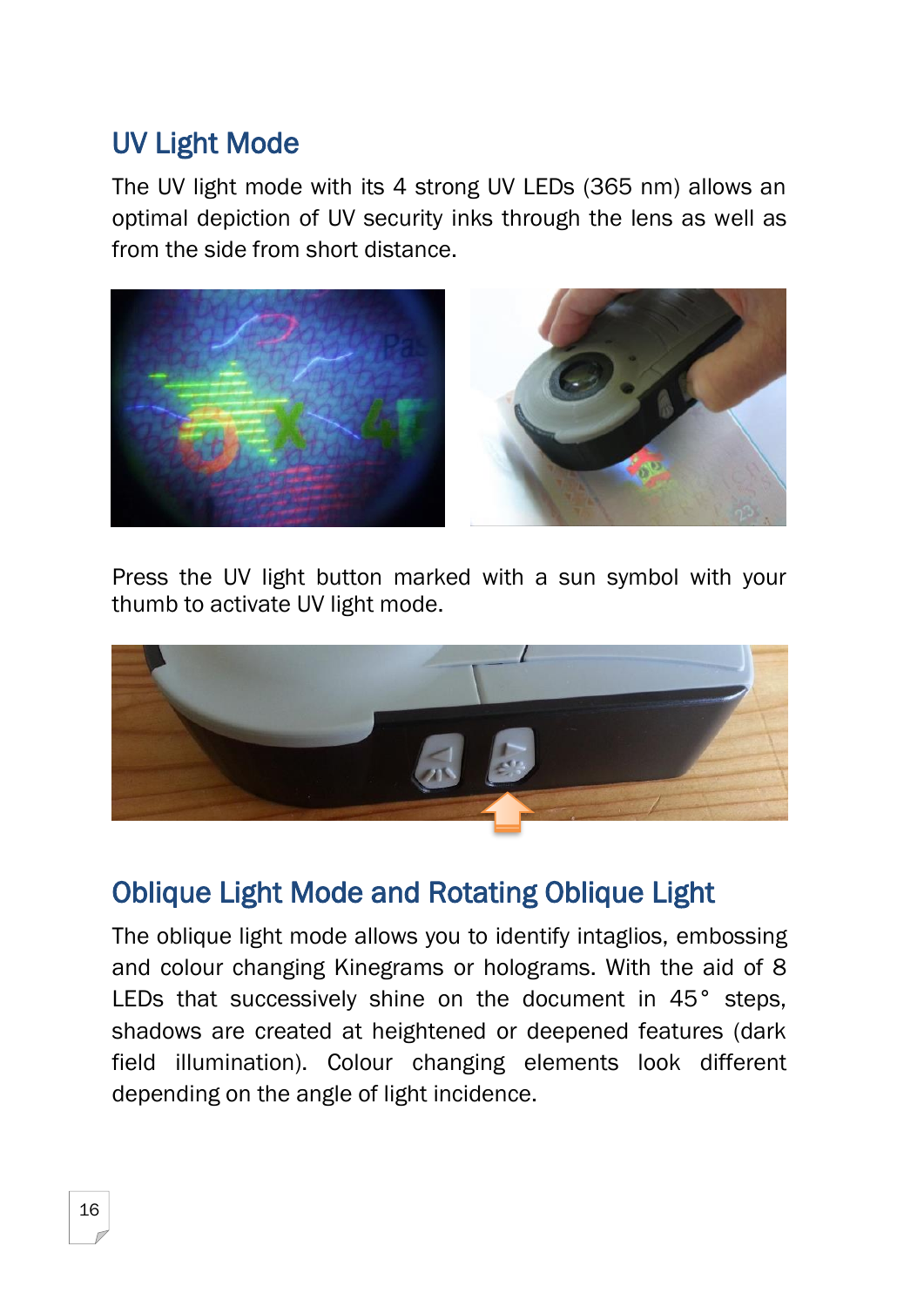## UV Light Mode

The UV light mode with its 4 strong UV LEDs (365 nm) allows an optimal depiction of UV security inks through the lens as well as from the side from short distance.

Press the UV light button marked with a sun symbol with your thumb to activate UV light mode.

## Oblique Light Mode and Rotating Oblique Light

The oblique light mode allows you to identify intaglios, embossing and colour changing Kinegrams or holograms. With the aid of 8 LEDs that successively shine on the document in 45° steps, shadows are created at heightened or deepened features (dark field illumination). Colour changing elements look different depending on the angle of light incidence.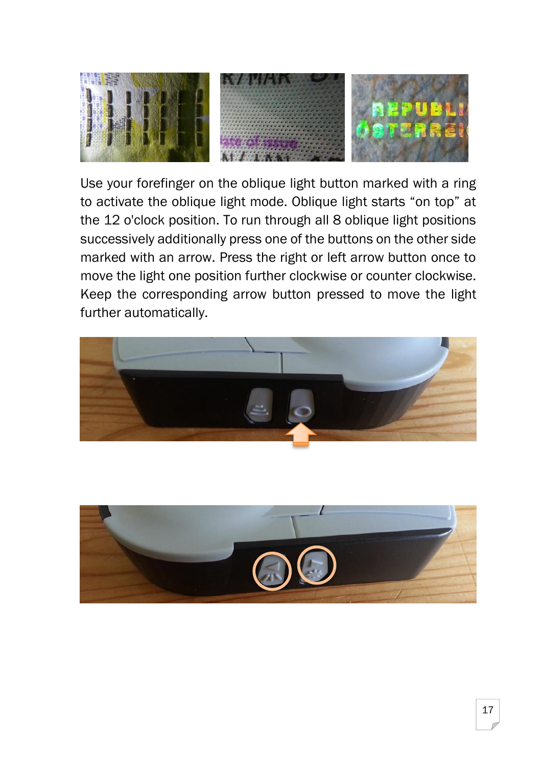Use your forefinger on the oblique light button marked with a ring to activate the oblique light mode. Oblique light starts “on top” at the 12 o'clock position. To run through all 8 oblique light positions successively additionally press one of the buttons on the other side marked with an arrow. Press the right or left arrow button once to move the light one position further clockwise or counter clockwise. Keep the corresponding arrow button pressed to move the light further automatically.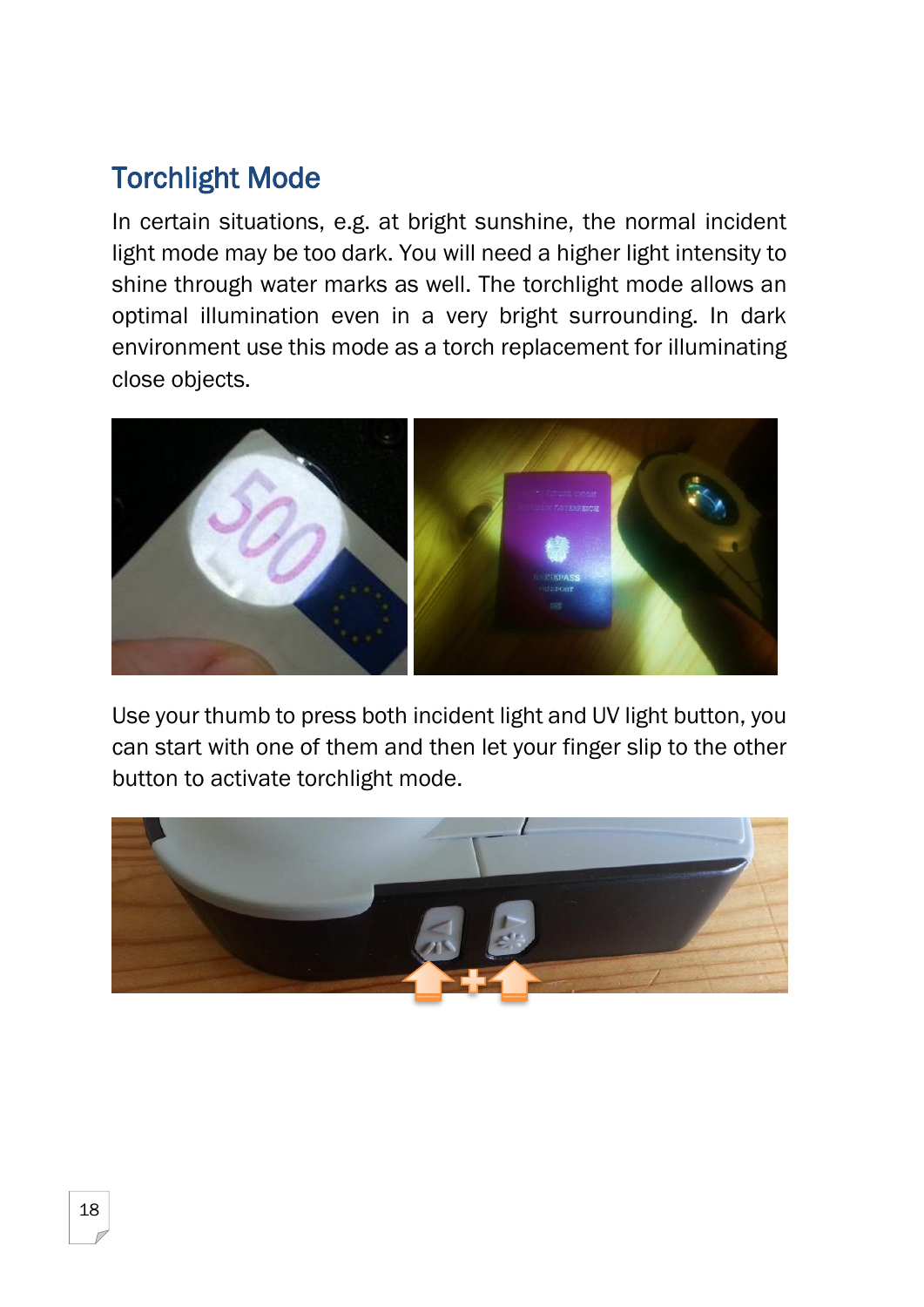## Torchlight Mode

In certain situations, e.g. at bright sunshine, the normal incident light mode may be too dark. You will need a higher light intensity to shine through water marks as well. The torchlight mode allows an optimal illumination even in a very bright surrounding. In dark environment use this mode as a torch replacement for illuminating close objects.

Use your thumb to press both incident light and UV light button, you can start with one of them and then let your finger slip to the other button to activate torchlight mode.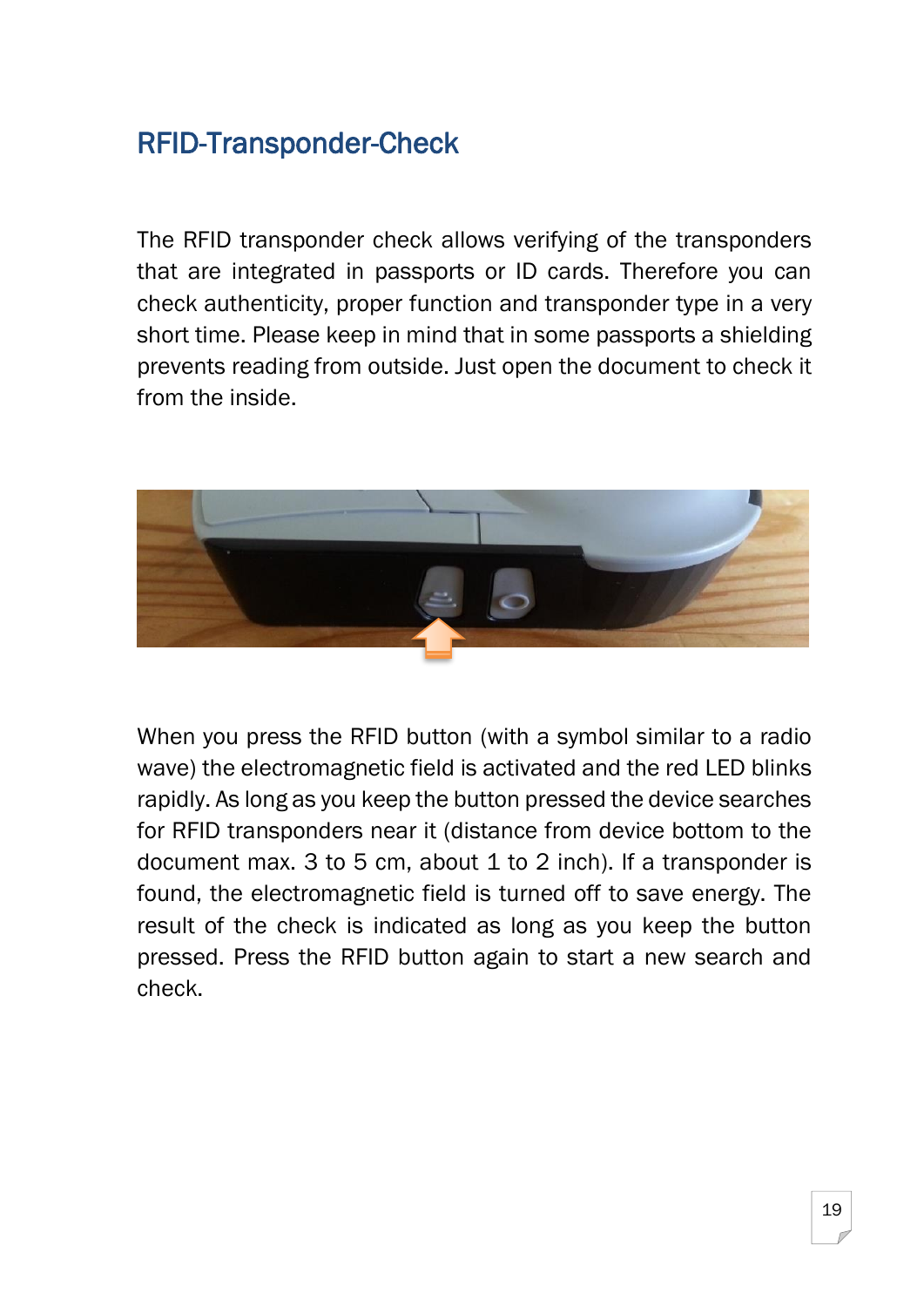## RFID-Transponder-Check

The RFID transponder check allows verifying of the transponders that are integrated in passports or ID cards. Therefore you can check authenticity, proper function and transponder type in a very short time. Please keep in mind that in some passports a shielding prevents reading from outside. Just open the document to check it from the inside.

When you press the RFID button (with a symbol similar to a radio wave) the electromagnetic field is activated and the red LED blinks rapidly. As long as you keep the button pressed the device searches for RFID transponders near it (distance from device bottom to the document max. 3 to 5 cm, about 1 to 2 inch). If a transponder is found, the electromagnetic field is turned off to save energy. The result of the check is indicated as long as you keep the button pressed. Press the RFID button again to start a new search and check.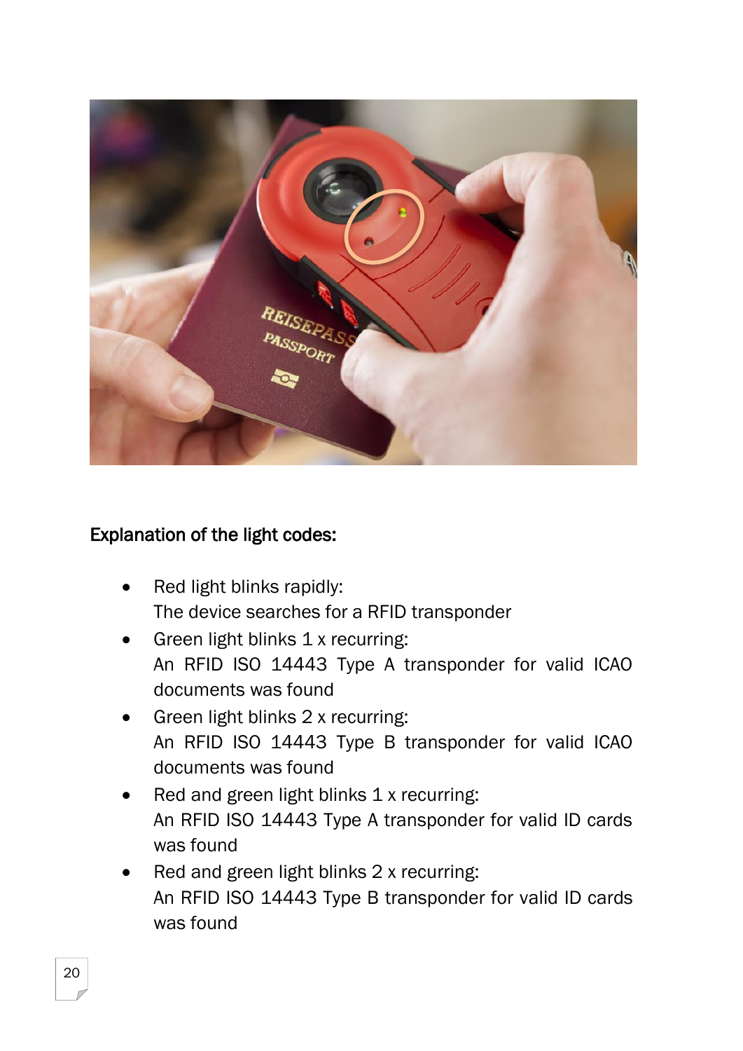**Explanation of the light codes:**

- Red light blinks rapidly:
  The device searches for a RFID transponder
- Green light blinks 1 x recurring:
  An RFID ISO 14443 Type A transponder for valid ICAO documents was found
- Green light blinks 2 x recurring:
  An RFID ISO 14443 Type B transponder for valid ICAO documents was found
- Red and green light blinks 1 x recurring:
  An RFID ISO 14443 Type A transponder for valid ID cards was found
- Red and green light blinks 2 x recurring:
  An RFID ISO 14443 Type B transponder for valid ID cards was found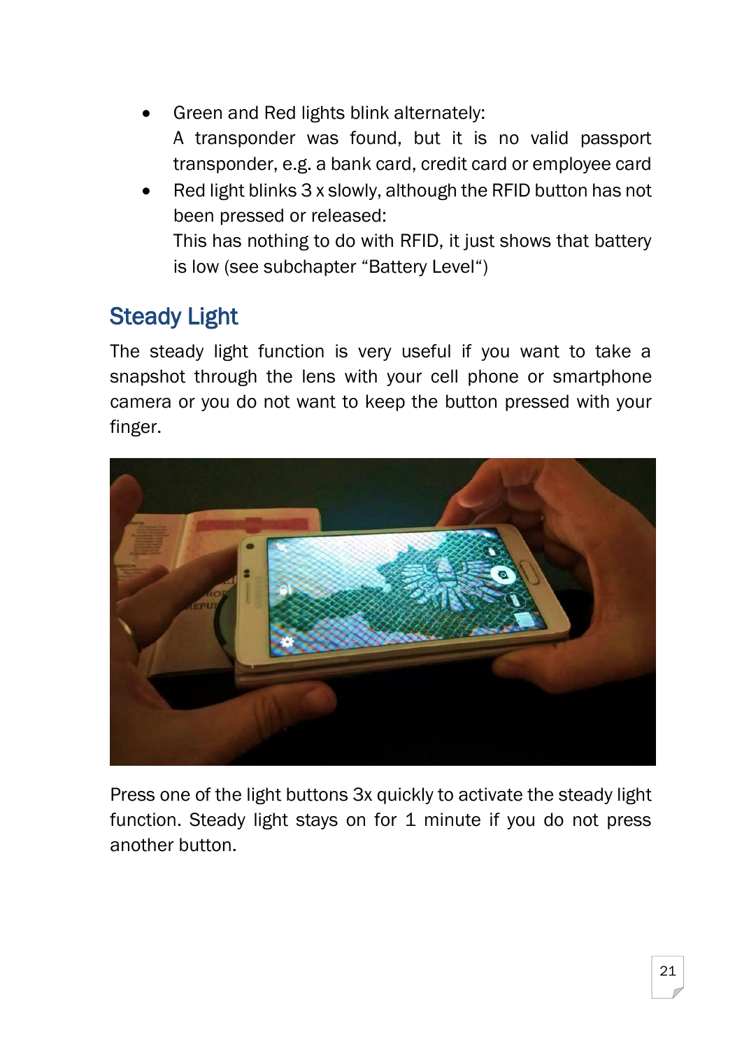- Green and Red lights blink alternately:
  A transponder was found, but it is no valid passport transponder, e.g. a bank card, credit card or employee card
- Red light blinks 3 x slowly, although the RFID button has not been pressed or released:
  This has nothing to do with RFID, it just shows that battery is low (see subchapter "Battery Level")

## Steady Light

The steady light function is very useful if you want to take a snapshot through the lens with your cell phone or smartphone camera or you do not want to keep the button pressed with your finger.

Press one of the light buttons 3x quickly to activate the steady light function. Steady light stays on for 1 minute if you do not press another button.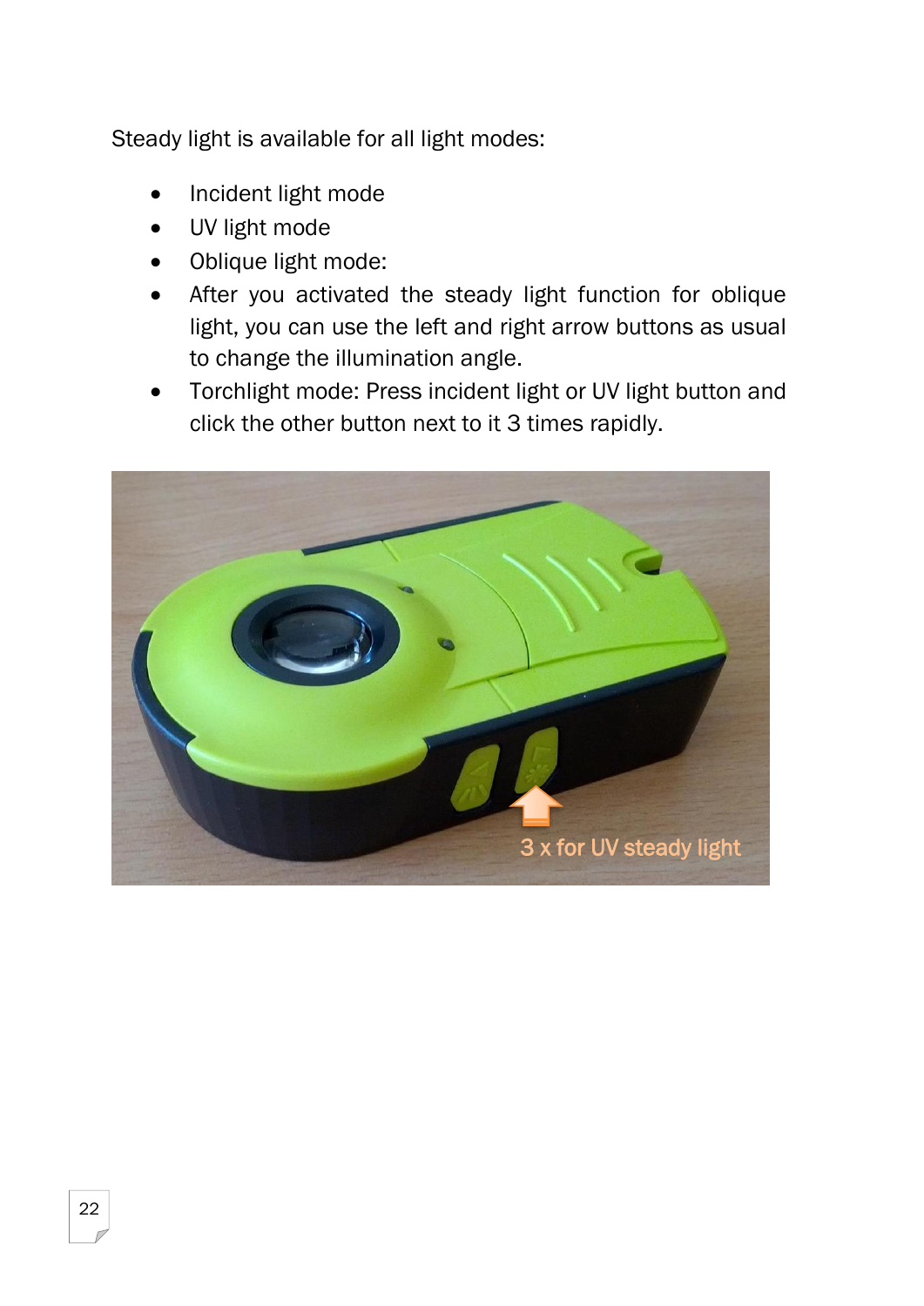Steady light is available for all light modes:

- Incident light mode
- UV light mode
- Oblique light mode:
- After you activated the steady light function for oblique light, you can use the left and right arrow buttons as usual to change the illumination angle.
- Torchlight mode: Press incident light or UV light button and click the other button next to it 3 times rapidly.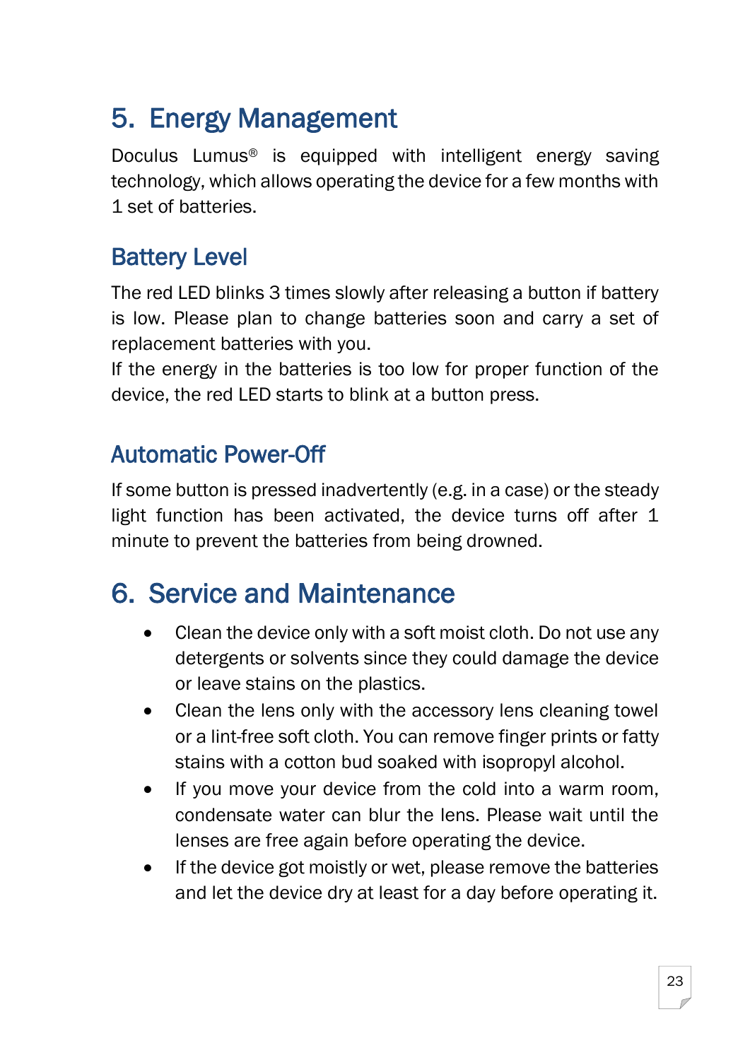# 5. Energy Management

Doculus Lumus® is equipped with intelligent energy saving technology, which allows operating the device for a few months with 1 set of batteries.

## Battery Level

The red LED blinks 3 times slowly after releasing a button if battery is low. Please plan to change batteries soon and carry a set of replacement batteries with you.
If the energy in the batteries is too low for proper function of the device, the red LED starts to blink at a button press.

## Automatic Power-Off

If some button is pressed inadvertently (e.g. in a case) or the steady light function has been activated, the device turns off after 1 minute to prevent the batteries from being drowned.

# 6. Service and Maintenance

- Clean the device only with a soft moist cloth. Do not use any detergents or solvents since they could damage the device or leave stains on the plastics.
- Clean the lens only with the accessory lens cleaning towel or a lint-free soft cloth. You can remove finger prints or fatty stains with a cotton bud soaked with isopropyl alcohol.
- If you move your device from the cold into a warm room, condensate water can blur the lens. Please wait until the lenses are free again before operating the device.
- If the device got moistly or wet, please remove the batteries and let the device dry at least for a day before operating it.